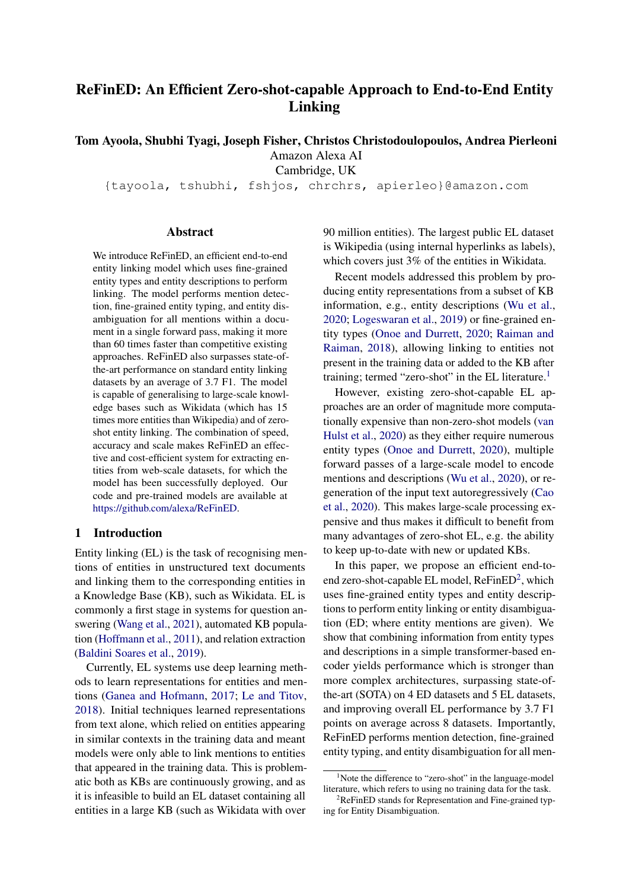# ReFinED: An Efficient Zero-shot-capable Approach to End-to-End Entity Linking

**Tom Ayoola, Shubhi Tyagi, Joseph Fisher, Christos Christodoulopoulos, Andrea Pierleoni**
Amazon Alexa AI
Cambridge, UK
{tayoola, tshubhi, fshjos, chrchrs, apierleo}@amazon.com

## Abstract

We introduce ReFinED, an efficient end-to-end entity linking model which uses fine-grained entity types and entity descriptions to perform linking. The model performs mention detection, fine-grained entity typing, and entity disambiguation for all mentions within a document in a single forward pass, making it more than 60 times faster than competitive existing approaches. ReFinED also surpasses state-of-the-art performance on standard entity linking datasets by an average of 3.7 F1. The model is capable of generalising to large-scale knowledge bases such as Wikidata (which has 15 times more entities than Wikipedia) and of zero-shot entity linking. The combination of speed, accuracy and scale makes ReFinED an effective and cost-efficient system for extracting entities from web-scale datasets, for which the model has been successfully deployed. Our code and pre-trained models are available at https://github.com/alexa/ReFinED.

## 1 Introduction

Entity linking (EL) is the task of recognising mentions of entities in unstructured text documents and linking them to the corresponding entities in a Knowledge Base (KB), such as Wikidata. EL is commonly a first stage in systems for question answering (Wang et al., 2021), automated KB population (Hoffmann et al., 2011), and relation extraction (Baldini Soares et al., 2019).

Currently, EL systems use deep learning methods to learn representations for entities and mentions (Ganea and Hofmann, 2017; Le and Titov, 2018). Initial techniques learned representations from text alone, which relied on entities appearing in similar contexts in the training data and meant models were only able to link mentions to entities that appeared in the training data. This is problematic both as KBs are continuously growing, and as it is infeasible to build an EL dataset containing all entities in a large KB (such as Wikidata with over 90 million entities). The largest public EL dataset is Wikipedia (using internal hyperlinks as labels), which covers just 3% of the entities in Wikidata.

Recent models addressed this problem by producing entity representations from a subset of KB information, e.g., entity descriptions (Wu et al., 2020; Logeswaran et al., 2019) or fine-grained entity types (Onoe and Durrett, 2020; Raiman and Raiman, 2018), allowing linking to entities not present in the training data or added to the KB after training; termed "zero-shot" in the EL literature.[1]

However, existing zero-shot-capable EL approaches are an order of magnitude more computationally expensive than non-zero-shot models (van Hulst et al., 2020) as they either require numerous entity types (Onoe and Durrett, 2020), multiple forward passes of a large-scale model to encode mentions and descriptions (Wu et al., 2020), or regeneration of the input text autoregressively (Cao et al., 2020). This makes large-scale processing expensive and thus makes it difficult to benefit from many advantages of zero-shot EL, e.g. the ability to keep up-to-date with new or updated KBs.

In this paper, we propose an efficient end-to-end zero-shot-capable EL model, ReFinED[2], which uses fine-grained entity types and entity descriptions to perform entity linking or entity disambiguation (ED; where entity mentions are given). We show that combining information from entity types and descriptions in a simple transformer-based encoder yields performance which is stronger than more complex architectures, surpassing state-of-the-art (SOTA) on 4 ED datasets and 5 EL datasets, and improving overall EL performance by 3.7 F1 points on average across 8 datasets. Importantly, ReFinED performs mention detection, fine-grained entity typing, and entity disambiguation for all men-

[1] Note the difference to "zero-shot" in the language-model literature, which refers to using no training data for the task.

[2] ReFinED stands for Representation and Fine-grained typing for Entity Disambiguation.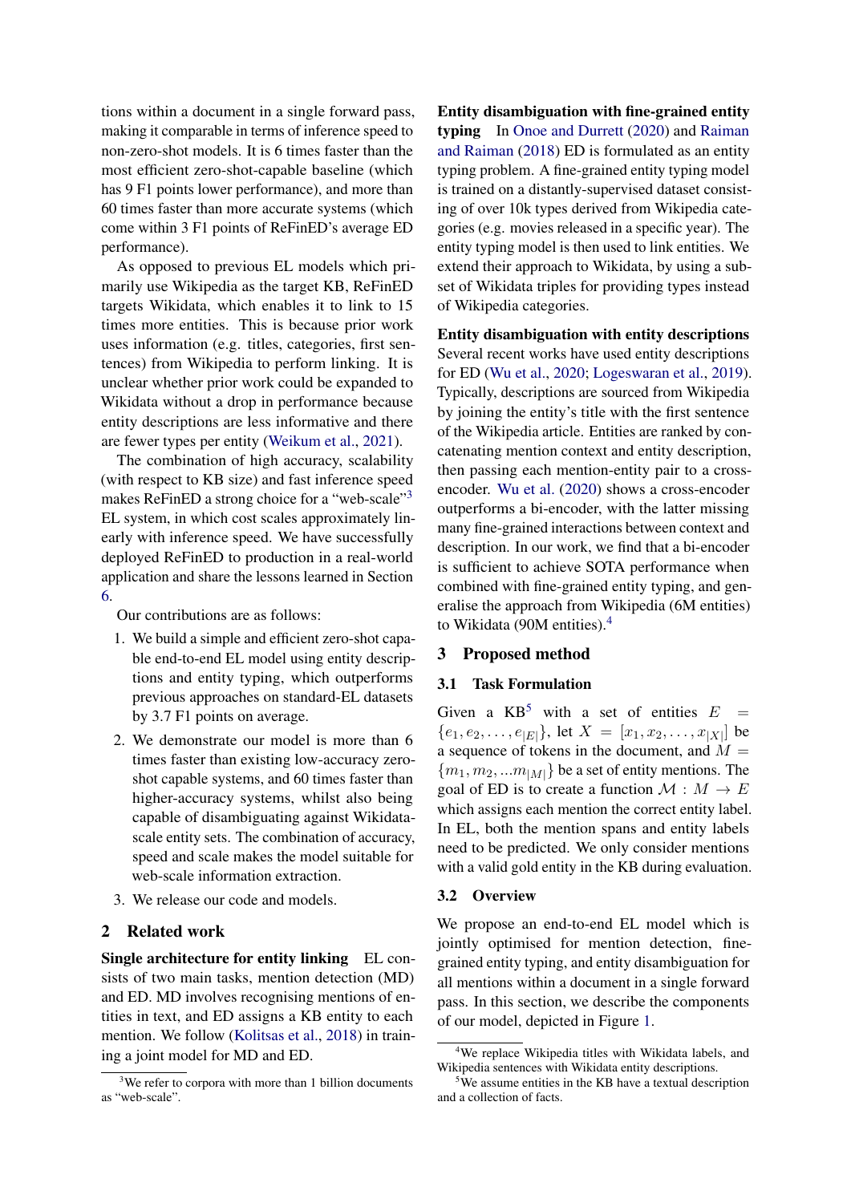tions within a document in a single forward pass, making it comparable in terms of inference speed to non-zero-shot models. It is 6 times faster than the most efficient zero-shot-capable baseline (which has 9 F1 points lower performance), and more than 60 times faster than more accurate systems (which come within 3 F1 points of ReFinED's average ED performance).

As opposed to previous EL models which primarily use Wikipedia as the target KB, ReFinED targets Wikidata, which enables it to link to 15 times more entities. This is because prior work uses information (e.g. titles, categories, first sentences) from Wikipedia to perform linking. It is unclear whether prior work could be expanded to Wikidata without a drop in performance because entity descriptions are less informative and there are fewer types per entity (Weikum et al., 2021).

The combination of high accuracy, scalability (with respect to KB size) and fast inference speed makes ReFinED a strong choice for a "web-scale"[3] EL system, in which cost scales approximately linearly with inference speed. We have successfully deployed ReFinED to production in a real-world application and share the lessons learned in Section 6.

Our contributions are as follows:

1. We build a simple and efficient zero-shot capable end-to-end EL model using entity descriptions and entity typing, which outperforms previous approaches on standard-EL datasets by 3.7 F1 points on average.
2. We demonstrate our model is more than 6 times faster than existing low-accuracy zero-shot capable systems, and 60 times faster than higher-accuracy systems, whilst also being capable of disambiguating against Wikidata-scale entity sets. The combination of accuracy, speed and scale makes the model suitable for web-scale information extraction.
3. We release our code and models.

## 2 Related work

**Single architecture for entity linking** EL consists of two main tasks, mention detection (MD) and ED. MD involves recognising mentions of entities in text, and ED assigns a KB entity to each mention. We follow (Kolitsas et al., 2018) in training a joint model for MD and ED.

**Entity disambiguation with fine-grained entity typing** In Onoe and Durrett (2020) and Raiman and Raiman (2018) ED is formulated as an entity typing problem. A fine-grained entity typing model is trained on a distantly-supervised dataset consisting of over 10k types derived from Wikipedia categories (e.g. movies released in a specific year). The entity typing model is then used to link entities. We extend their approach to Wikidata, by using a subset of Wikidata triples for providing types instead of Wikipedia categories.

**Entity disambiguation with entity descriptions** Several recent works have used entity descriptions for ED (Wu et al., 2020; Logeswaran et al., 2019). Typically, descriptions are sourced from Wikipedia by joining the entity's title with the first sentence of the Wikipedia article. Entities are ranked by concatenating mention context and entity description, then passing each mention-entity pair to a cross-encoder. Wu et al. (2020) shows a cross-encoder outperforms a bi-encoder, with the latter missing many fine-grained interactions between context and description. In our work, we find that a bi-encoder is sufficient to achieve SOTA performance when combined with fine-grained entity typing, and generalise the approach from Wikipedia (6M entities) to Wikidata (90M entities).[4]

## 3 Proposed method

### 3.1 Task Formulation

Given a KB[5] with a set of entities $E = \{e_1, e_2, \ldots, e_{|E|}\}$, let $X = [x_1, x_2, \ldots, x_{|X|}]$ be a sequence of tokens in the document, and $M = \{m_1, m_2, \ldots m_{|M|}\}$ be a set of entity mentions. The goal of ED is to create a function $\mathcal{M} : M \rightarrow E$ which assigns each mention the correct entity label. In EL, both the mention spans and entity labels need to be predicted. We only consider mentions with a valid gold entity in the KB during evaluation.

### 3.2 Overview

We propose an end-to-end EL model which is jointly optimised for mention detection, fine-grained entity typing, and entity disambiguation for all mentions within a document in a single forward pass. In this section, we describe the components of our model, depicted in Figure 1.

[3] We refer to corpora with more than 1 billion documents as "web-scale".

[4] We replace Wikipedia titles with Wikidata labels, and Wikipedia sentences with Wikidata entity descriptions.

[5] We assume entities in the KB have a textual description and a collection of facts.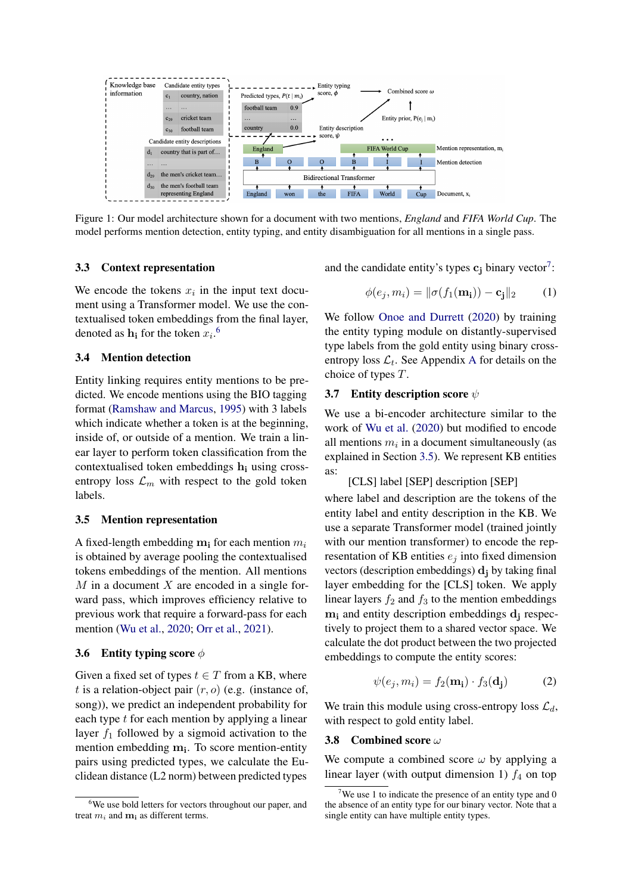Figure 1: Our model architecture shown for a document with two mentions, *England* and *FIFA World Cup*. The model performs mention detection, entity typing, and entity disambiguation for all mentions in a single pass.

### 3.3 Context representation

We encode the tokens $x_i$ in the input text document using a Transformer model. We use the contextualised token embeddings from the final layer, denoted as $\mathbf{h_i}$ for the token $x_i$.[6]

### 3.4 Mention detection

Entity linking requires entity mentions to be predicted. We encode mentions using the BIO tagging format (Ramshaw and Marcus, 1995) with 3 labels which indicate whether a token is at the beginning, inside of, or outside of a mention. We train a linear layer to perform token classification from the contextualised token embeddings $\mathbf{h_i}$ using cross-entropy loss $\mathcal{L}_m$ with respect to the gold token labels.

### 3.5 Mention representation

A fixed-length embedding $\mathbf{m_i}$ for each mention $m_i$ is obtained by average pooling the contextualised tokens embeddings of the mention. All mentions $M$ in a document $X$ are encoded in a single forward pass, which improves efficiency relative to previous work that require a forward-pass for each mention (Wu et al., 2020; Orr et al., 2021).

### 3.6 Entity typing score $\phi$

Given a fixed set of types $t \in T$ from a KB, where $t$ is a relation-object pair $(r, o)$ (e.g. (instance of, song)), we predict an independent probability for each type $t$ for each mention by applying a linear layer $f_1$ followed by a sigmoid activation to the mention embedding $\mathbf{m_i}$. To score mention-entity pairs using predicted types, we calculate the Euclidean distance (L2 norm) between predicted types and the candidate entity's types $\mathbf{c_j}$ binary vector[7]:

$$\phi(e_j, m_i) = \|\sigma(f_1(\mathbf{m_i})) - \mathbf{c_j}\|_2 \tag{1}$$

We follow Onoe and Durrett (2020) by training the entity typing module on distantly-supervised type labels from the gold entity using binary cross-entropy loss $\mathcal{L}_t$. See Appendix A for details on the choice of types $T$.

### 3.7 Entity description score $\psi$

We use a bi-encoder architecture similar to the work of Wu et al. (2020) but modified to encode all mentions $m_i$ in a document simultaneously (as explained in Section 3.5). We represent KB entities as:

[CLS] label [SEP] description [SEP]

where label and description are the tokens of the entity label and entity description in the KB. We use a separate Transformer model (trained jointly with our mention transformer) to encode the representation of KB entities $e_j$ into fixed dimension vectors (description embeddings) $\mathbf{d_j}$ by taking final layer embedding for the [CLS] token. We apply linear layers $f_2$ and $f_3$ to the mention embeddings $\mathbf{m_i}$ and entity description embeddings $\mathbf{d_j}$ respectively to project them to a shared vector space. We calculate the dot product between the two projected embeddings to compute the entity scores:

$$\psi(e_j, m_i) = f_2(\mathbf{m_i}) \cdot f_3(\mathbf{d_j}) \tag{2}$$

We train this module using cross-entropy loss $\mathcal{L}_d$, with respect to gold entity label.

### 3.8 Combined score $\omega$

We compute a combined score $\omega$ by applying a linear layer (with output dimension 1) $f_4$ on top

[6] We use bold letters for vectors throughout our paper, and treat $m_i$ and $\mathbf{m_i}$ as different terms.

[7] We use 1 to indicate the presence of an entity type and 0 the absence of an entity type for our binary vector. Note that a single entity can have multiple entity types.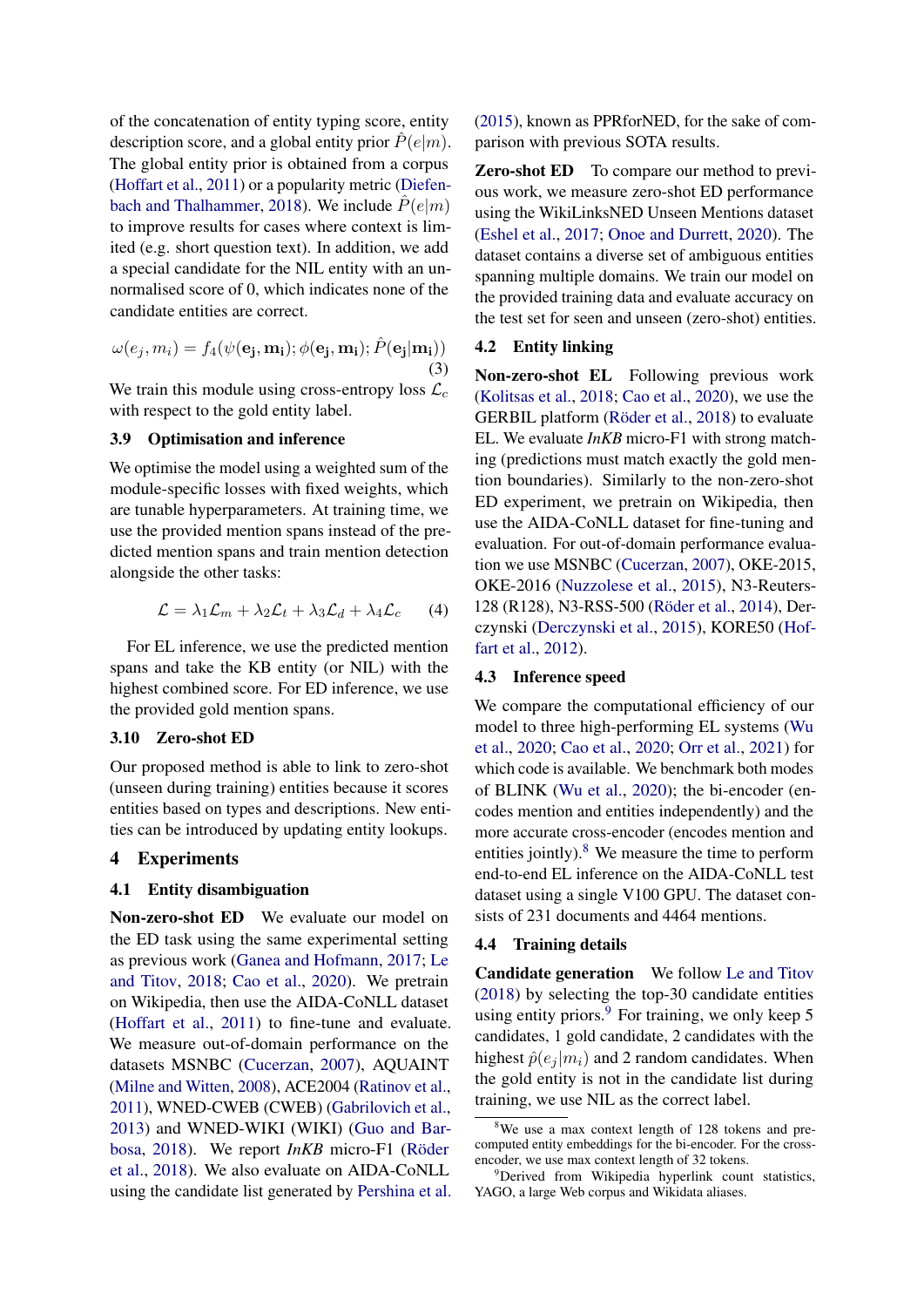of the concatenation of entity typing score, entity description score, and a global entity prior $\hat{P}(e|m)$. The global entity prior is obtained from a corpus (Hoffart et al., 2011) or a popularity metric (Diefenbach and Thalhammer, 2018). We include $\hat{P}(e|m)$ to improve results for cases where context is limited (e.g. short question text). In addition, we add a special candidate for the NIL entity with an unnormalised score of 0, which indicates none of the candidate entities are correct.

$$\omega(e_j, m_i) = f_4(\psi(\mathbf{e_j}, \mathbf{m_i}); \phi(\mathbf{e_j}, \mathbf{m_i}); \hat{P}(\mathbf{e_j}|\mathbf{m_i})) \tag{3}$$

We train this module using cross-entropy loss $\mathcal{L}_c$ with respect to the gold entity label.

### 3.9 Optimisation and inference

We optimise the model using a weighted sum of the module-specific losses with fixed weights, which are tunable hyperparameters. At training time, we use the provided mention spans instead of the predicted mention spans and train mention detection alongside the other tasks:

$$\mathcal{L} = \lambda_1 \mathcal{L}_m + \lambda_2 \mathcal{L}_t + \lambda_3 \mathcal{L}_d + \lambda_4 \mathcal{L}_c \tag{4}$$

For EL inference, we use the predicted mention spans and take the KB entity (or NIL) with the highest combined score. For ED inference, we use the provided gold mention spans.

### 3.10 Zero-shot ED

Our proposed method is able to link to zero-shot (unseen during training) entities because it scores entities based on types and descriptions. New entities can be introduced by updating entity lookups.

## 4 Experiments

### 4.1 Entity disambiguation

**Non-zero-shot ED** We evaluate our model on the ED task using the same experimental setting as previous work (Ganea and Hofmann, 2017; Le and Titov, 2018; Cao et al., 2020). We pretrain on Wikipedia, then use the AIDA-CoNLL dataset (Hoffart et al., 2011) to fine-tune and evaluate. We measure out-of-domain performance on the datasets MSNBC (Cucerzan, 2007), AQUAINT (Milne and Witten, 2008), ACE2004 (Ratinov et al., 2011), WNED-CWEB (CWEB) (Gabrilovich et al., 2013) and WNED-WIKI (WIKI) (Guo and Barbosa, 2018). We report *InKB* micro-F1 (Röder et al., 2018). We also evaluate on AIDA-CoNLL using the candidate list generated by Pershina et al. (2015), known as PPRforNED, for the sake of comparison with previous SOTA results.

**Zero-shot ED** To compare our method to previous work, we measure zero-shot ED performance using the WikiLinksNED Unseen Mentions dataset (Eshel et al., 2017; Onoe and Durrett, 2020). The dataset contains a diverse set of ambiguous entities spanning multiple domains. We train our model on the provided training data and evaluate accuracy on the test set for seen and unseen (zero-shot) entities.

### 4.2 Entity linking

**Non-zero-shot EL** Following previous work (Kolitsas et al., 2018; Cao et al., 2020), we use the GERBIL platform (Röder et al., 2018) to evaluate EL. We evaluate *InKB* micro-F1 with strong matching (predictions must match exactly the gold mention boundaries). Similarly to the non-zero-shot ED experiment, we pretrain on Wikipedia, then use the AIDA-CoNLL dataset for fine-tuning and evaluation. For out-of-domain performance evaluation we use MSNBC (Cucerzan, 2007), OKE-2015, OKE-2016 (Nuzzolese et al., 2015), N3-Reuters-128 (R128), N3-RSS-500 (Röder et al., 2014), Derczynski (Derczynski et al., 2015), KORE50 (Hoffart et al., 2012).

### 4.3 Inference speed

We compare the computational efficiency of our model to three high-performing EL systems (Wu et al., 2020; Cao et al., 2020; Orr et al., 2021) for which code is available. We benchmark both modes of BLINK (Wu et al., 2020); the bi-encoder (encodes mention and entities independently) and the more accurate cross-encoder (encodes mention and entities jointly).[8] We measure the time to perform end-to-end EL inference on the AIDA-CoNLL test dataset using a single V100 GPU. The dataset consists of 231 documents and 4464 mentions.

### 4.4 Training details

**Candidate generation** We follow Le and Titov (2018) by selecting the top-30 candidate entities using entity priors.[9] For training, we only keep 5 candidates, 1 gold candidate, 2 candidates with the highest $\hat{p}(e_j|m_i)$ and 2 random candidates. When the gold entity is not in the candidate list during training, we use NIL as the correct label.

[8] We use a max context length of 128 tokens and pre-computed entity embeddings for the bi-encoder. For the cross-encoder, we use max context length of 32 tokens.

[9] Derived from Wikipedia hyperlink count statistics, YAGO, a large Web corpus and Wikidata aliases.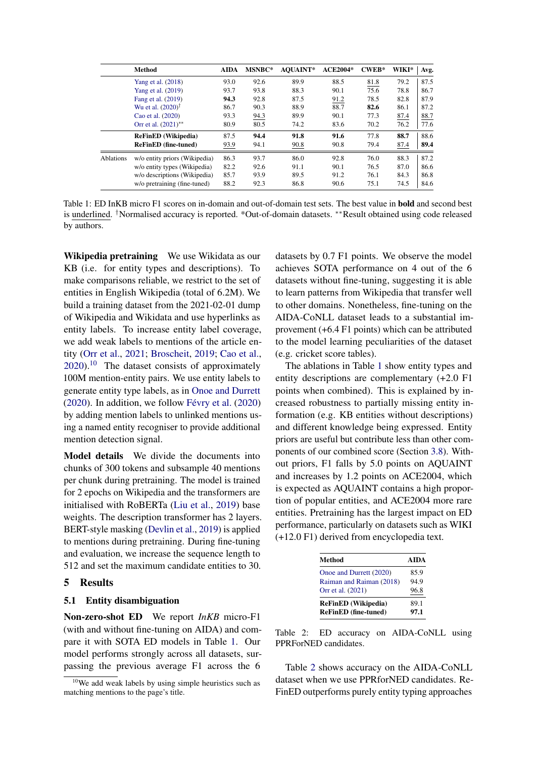| | Method | AIDA | MSNBC* | AQUAINT* | ACE2004* | CWEB* | WIKI* | Avg. |
|---|---|---|---|---|---|---|---|---|
| | Yang et al. (2018) | 93.0 | 92.6 | 89.9 | 88.5 | <u>81.8</u> | 79.2 | 87.5 |
| | Yang et al. (2019) | 93.7 | 93.8 | 88.3 | 90.1 | 75.6 | 78.8 | 86.7 |
| | Fang et al. (2019) | **94.3** | 92.8 | 87.5 | <u>91.2</u> | 78.5 | 82.8 | 87.9 |
| | Wu et al. (2020)† | 86.7 | 90.3 | 88.9 | 88.7 | **82.6** | 86.1 | 87.2 |
| | Cao et al. (2020) | 93.3 | <u>94.3</u> | 89.9 | 90.1 | 77.3 | <u>87.4</u> | <u>88.7</u> |
| | Orr et al. (2021)** | 80.9 | 80.5 | 74.2 | 83.6 | 70.2 | 76.2 | 77.6 |
| | **ReFinED (Wikipedia)** | 87.5 | **94.4** | **91.8** | **91.6** | 77.8 | **88.7** | 88.6 |
| | **ReFinED (fine-tuned)** | <u>93.9</u> | 94.1 | <u>90.8</u> | 90.8 | 79.4 | <u>87.4</u> | **89.4** |
| Ablations | w/o entity priors (Wikipedia) | 86.3 | 93.7 | 86.0 | 92.8 | 76.0 | 88.3 | 87.2 |
| | w/o entity types (Wikipedia) | 82.2 | 92.6 | 91.1 | 90.1 | 76.5 | 87.0 | 86.6 |
| | w/o descriptions (Wikipedia) | 85.7 | 93.9 | 89.5 | 91.2 | 76.1 | 84.3 | 86.8 |
| | w/o pretraining (fine-tuned) | 88.2 | 92.3 | 86.8 | 90.6 | 75.1 | 74.5 | 84.6 |

Table 1: ED InKB micro F1 scores on in-domain and out-of-domain test sets. The best value in **bold** and second best is <u>underlined</u>. †Normalised accuracy is reported. *Out-of-domain datasets. **Result obtained using code released by authors.

**Wikipedia pretraining** We use Wikidata as our KB (i.e. for entity types and descriptions). To make comparisons reliable, we restrict to the set of entities in English Wikipedia (total of 6.2M). We build a training dataset from the 2021-02-01 dump of Wikipedia and Wikidata and use hyperlinks as entity labels. To increase entity label coverage, we add weak labels to mentions of the article entity (Orr et al., 2021; Broscheit, 2019; Cao et al., 2020).[10] The dataset consists of approximately 100M mention-entity pairs. We use entity labels to generate entity type labels, as in Onoe and Durrett (2020). In addition, we follow Févry et al. (2020) by adding mention labels to unlinked mentions using a named entity recogniser to provide additional mention detection signal.

**Model details** We divide the documents into chunks of 300 tokens and subsample 40 mentions per chunk during pretraining. The model is trained for 2 epochs on Wikipedia and the transformers are initialised with RoBERTa (Liu et al., 2019) base weights. The description transformer has 2 layers. BERT-style masking (Devlin et al., 2019) is applied to mentions during pretraining. During fine-tuning and evaluation, we increase the sequence length to 512 and set the maximum candidate entities to 30.

## 5 Results

### 5.1 Entity disambiguation

**Non-zero-shot ED** We report *InKB* micro-F1 (with and without fine-tuning on AIDA) and compare it with SOTA ED models in Table 1. Our model performs strongly across all datasets, surpassing the previous average F1 across the 6 datasets by 0.7 F1 points. We observe the model achieves SOTA performance on 4 out of the 6 datasets without fine-tuning, suggesting it is able to learn patterns from Wikipedia that transfer well to other domains. Nonetheless, fine-tuning on the AIDA-CoNLL dataset leads to a substantial improvement (+6.4 F1 points) which can be attributed to the model learning peculiarities of the dataset (e.g. cricket score tables).

The ablations in Table 1 show entity types and entity descriptions are complementary (+2.0 F1 points when combined). This is explained by increased robustness to partially missing entity information (e.g. KB entities without descriptions) and different knowledge being expressed. Entity priors are useful but contribute less than other components of our combined score (Section 3.8). Without priors, F1 falls by 5.0 points on AQUAINT and increases by 1.2 points on ACE2004, which is expected as AQUAINT contains a high proportion of popular entities, and ACE2004 more rare entities. Pretraining has the largest impact on ED performance, particularly on datasets such as WIKI (+12.0 F1) derived from encyclopedia text.

| Method | AIDA |
|---|---|
| Onoe and Durrett (2020) | 85.9 |
| Raiman and Raiman (2018) | 94.9 |
| Orr et al. (2021) | <u>96.8</u> |
| **ReFinED (Wikipedia)** | 89.1 |
| **ReFinED (fine-tuned)** | **97.1** |

Table 2: ED accuracy on AIDA-CoNLL using PPRForNED candidates.

Table 2 shows accuracy on the AIDA-CoNLL dataset when we use PPRforNED candidates. ReFinED outperforms purely entity typing approaches

[10] We add weak labels by using simple heuristics such as matching mentions to the page's title.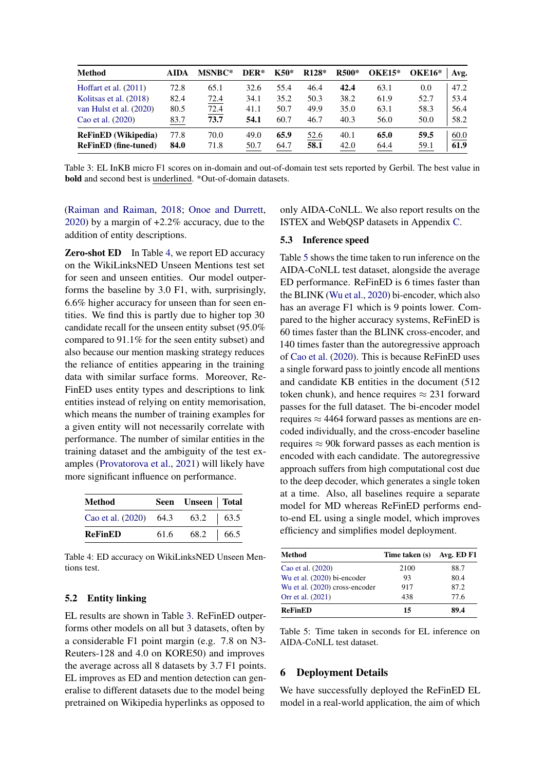| Method | AIDA | MSNBC* | DER* | K50* | R128* | R500* | OKE15* | OKE16* | Avg. |
|---|---|---|---|---|---|---|---|---|---|
| Hoffart et al. (2011) | 72.8 | 65.1 | 32.6 | 55.4 | 46.4 | **42.4** | 63.1 | 0.0 | 47.2 |
| Kolitsas et al. (2018) | 82.4 | <u>72.4</u> | 34.1 | 35.2 | 50.3 | 38.2 | 61.9 | 52.7 | 53.4 |
| van Hulst et al. (2020) | 80.5 | <u>72.4</u> | 41.1 | 50.7 | 49.9 | 35.0 | 63.1 | 58.3 | 56.4 |
| Cao et al. (2020) | <u>83.7</u> | **73.7** | **54.1** | 60.7 | 46.7 | 40.3 | 56.0 | 50.0 | 58.2 |
| **ReFinED (Wikipedia)** | 77.8 | 70.0 | 49.0 | **65.9** | <u>52.6</u> | 40.1 | **65.0** | **59.5** | <u>60.0</u> |
| **ReFinED (fine-tuned)** | **84.0** | 71.8 | <u>50.7</u> | <u>64.7</u> | **58.1** | <u>42.0</u> | <u>64.4</u> | <u>59.1</u> | **61.9** |

Table 3: EL InKB micro F1 scores on in-domain and out-of-domain test sets reported by Gerbil. The best value in **bold** and second best is <u>underlined</u>. *Out-of-domain datasets.

(Raiman and Raiman, 2018; Onoe and Durrett, 2020) by a margin of +2.2% accuracy, due to the addition of entity descriptions.

**Zero-shot ED** In Table 4, we report ED accuracy on the WikiLinksNED Unseen Mentions test set for seen and unseen entities. Our model outperforms the baseline by 3.0 F1, with, surprisingly, 6.6% higher accuracy for unseen than for seen entities. We find this is partly due to higher top 30 candidate recall for the unseen entity subset (95.0% compared to 91.1% for the seen entity subset) and also because our mention masking strategy reduces the reliance of entities appearing in the training data with similar surface forms. Moreover, ReFinED uses entity types and descriptions to link entities instead of relying on entity memorisation, which means the number of training examples for a given entity will not necessarily correlate with performance. The number of similar entities in the training dataset and the ambiguity of the test examples (Provatorova et al., 2021) will likely have more significant influence on performance.

| Method | Seen | Unseen | Total |
|---|---|---|---|
| Cao et al. (2020) | 64.3 | 63.2 | 63.5 |
| **ReFinED** | 61.6 | 68.2 | 66.5 |

Table 4: ED accuracy on WikiLinksNED Unseen Mentions test.

### 5.2 Entity linking

EL results are shown in Table 3. ReFinED outperforms other models on all but 3 datasets, often by a considerable F1 point margin (e.g. 7.8 on N3-Reuters-128 and 4.0 on KORE50) and improves the average across all 8 datasets by 3.7 F1 points. EL improves as ED and mention detection can generalise to different datasets due to the model being pretrained on Wikipedia hyperlinks as opposed to only AIDA-CoNLL. We also report results on the ISTEX and WebQSP datasets in Appendix C.

### 5.3 Inference speed

Table 5 shows the time taken to run inference on the AIDA-CoNLL test dataset, alongside the average ED performance. ReFinED is 6 times faster than the BLINK (Wu et al., 2020) bi-encoder, which also has an average F1 which is 9 points lower. Compared to the higher accuracy systems, ReFinED is 60 times faster than the BLINK cross-encoder, and 140 times faster than the autoregressive approach of Cao et al. (2020). This is because ReFinED uses a single forward pass to jointly encode all mentions and candidate KB entities in the document (512 token chunk), and hence requires $\approx$ 231 forward passes for the full dataset. The bi-encoder model requires $\approx$ 4464 forward passes as mentions are encoded individually, and the cross-encoder baseline requires $\approx$ 90k forward passes as each mention is encoded with each candidate. The autoregressive approach suffers from high computational cost due to the deep decoder, which generates a single token at a time. Also, all baselines require a separate model for MD whereas ReFinED performs end-to-end EL using a single model, which improves efficiency and simplifies model deployment.

| Method | Time taken (s) | Avg. ED F1 |
|---|---|---|
| Cao et al. (2020) | 2100 | 88.7 |
| Wu et al. (2020) bi-encoder | 93 | 80.4 |
| Wu et al. (2020) cross-encoder | 917 | 87.2 |
| Orr et al. (2021) | 438 | 77.6 |
| **ReFinED** | **15** | **89.4** |

Table 5: Time taken in seconds for EL inference on AIDA-CoNLL test dataset.

## 6 Deployment Details

We have successfully deployed the ReFinED EL model in a real-world application, the aim of which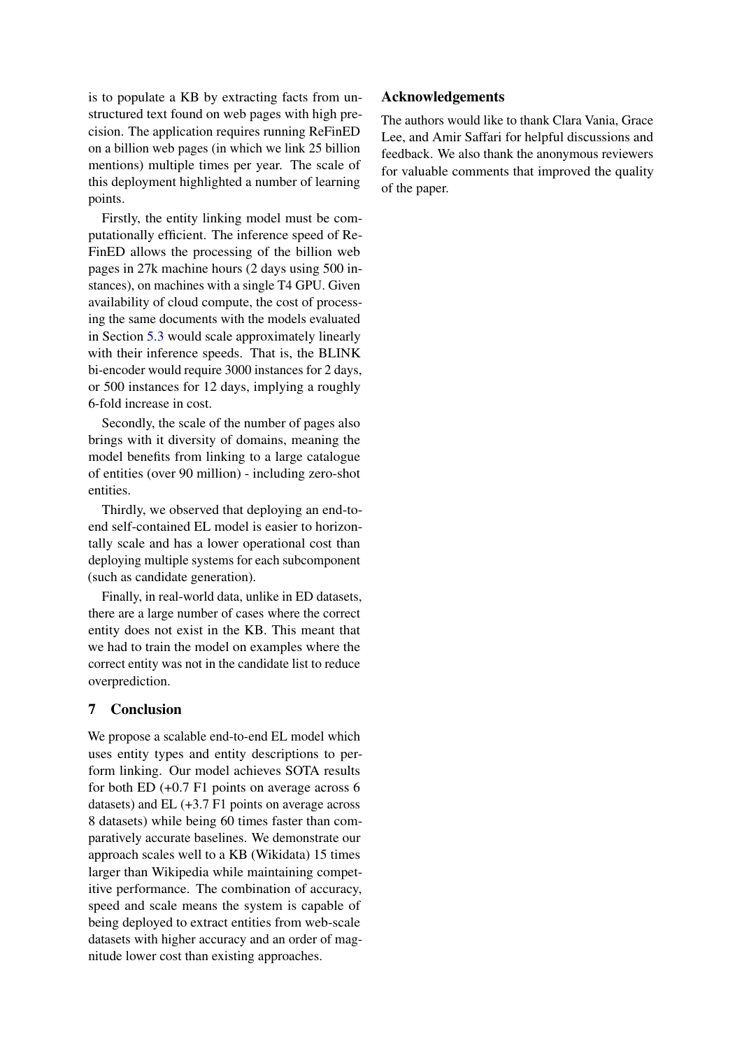is to populate a KB by extracting facts from unstructured text found on web pages with high precision. The application requires running ReFinED on a billion web pages (in which we link 25 billion mentions) multiple times per year. The scale of this deployment highlighted a number of learning points.

Firstly, the entity linking model must be computationally efficient. The inference speed of ReFinED allows the processing of the billion web pages in 27k machine hours (2 days using 500 instances), on machines with a single T4 GPU. Given availability of cloud compute, the cost of processing the same documents with the models evaluated in Section 5.3 would scale approximately linearly with their inference speeds. That is, the BLINK bi-encoder would require 3000 instances for 2 days, or 500 instances for 12 days, implying a roughly 6-fold increase in cost.

Secondly, the scale of the number of pages also brings with it diversity of domains, meaning the model benefits from linking to a large catalogue of entities (over 90 million) - including zero-shot entities.

Thirdly, we observed that deploying an end-to-end self-contained EL model is easier to horizontally scale and has a lower operational cost than deploying multiple systems for each subcomponent (such as candidate generation).

Finally, in real-world data, unlike in ED datasets, there are a large number of cases where the correct entity does not exist in the KB. This meant that we had to train the model on examples where the correct entity was not in the candidate list to reduce overprediction.

## 7 Conclusion

We propose a scalable end-to-end EL model which uses entity types and entity descriptions to perform linking. Our model achieves SOTA results for both ED (+0.7 F1 points on average across 6 datasets) and EL (+3.7 F1 points on average across 8 datasets) while being 60 times faster than comparatively accurate baselines. We demonstrate our approach scales well to a KB (Wikidata) 15 times larger than Wikipedia while maintaining competitive performance. The combination of accuracy, speed and scale means the system is capable of being deployed to extract entities from web-scale datasets with higher accuracy and an order of magnitude lower cost than existing approaches.

## Acknowledgements

The authors would like to thank Clara Vania, Grace Lee, and Amir Saffari for helpful discussions and feedback. We also thank the anonymous reviewers for valuable comments that improved the quality of the paper.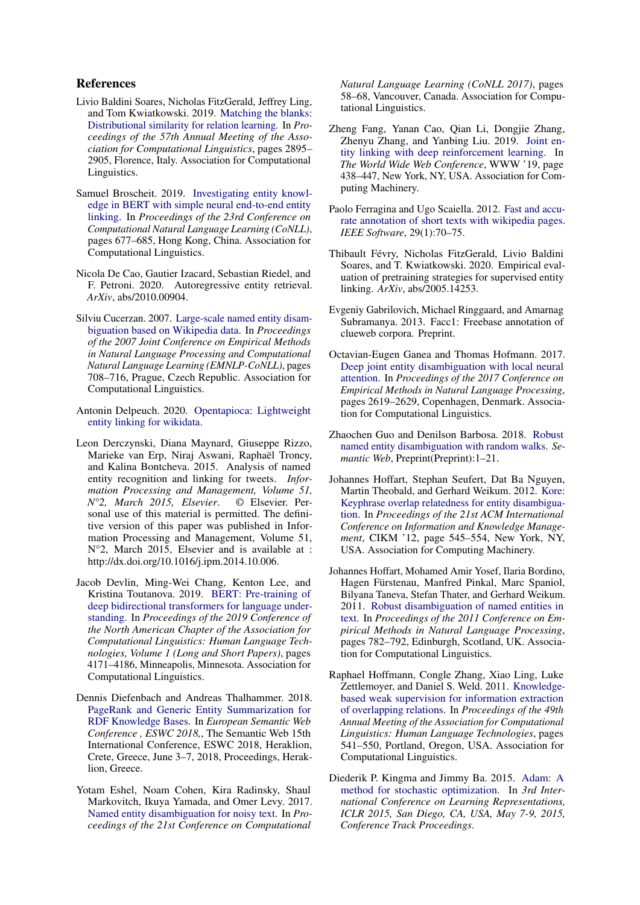## References

Livio Baldini Soares, Nicholas FitzGerald, Jeffrey Ling, and Tom Kwiatkowski. 2019. Matching the blanks: Distributional similarity for relation learning. In *Proceedings of the 57th Annual Meeting of the Association for Computational Linguistics*, pages 2895–2905, Florence, Italy. Association for Computational Linguistics.

Samuel Broscheit. 2019. Investigating entity knowledge in BERT with simple neural end-to-end entity linking. In *Proceedings of the 23rd Conference on Computational Natural Language Learning (CoNLL)*, pages 677–685, Hong Kong, China. Association for Computational Linguistics.

Nicola De Cao, Gautier Izacard, Sebastian Riedel, and F. Petroni. 2020. Autoregressive entity retrieval. *ArXiv*, abs/2010.00904.

Silviu Cucerzan. 2007. Large-scale named entity disambiguation based on Wikipedia data. In *Proceedings of the 2007 Joint Conference on Empirical Methods in Natural Language Processing and Computational Natural Language Learning (EMNLP-CoNLL)*, pages 708–716, Prague, Czech Republic. Association for Computational Linguistics.

Antonin Delpeuch. 2020. Opentapioca: Lightweight entity linking for wikidata.

Leon Derczynski, Diana Maynard, Giuseppe Rizzo, Marieke van Erp, Niraj Aswani, Raphaël Troncy, and Kalina Bontcheva. 2015. Analysis of named entity recognition and linking for tweets. *Information Processing and Management, Volume 51, N°2, March 2015, Elsevier*. © Elsevier. Personal use of this material is permitted. The definitive version of this paper was published in Information Processing and Management, Volume 51, N°2, March 2015, Elsevier and is available at : http://dx.doi.org/10.1016/j.ipm.2014.10.006.

Jacob Devlin, Ming-Wei Chang, Kenton Lee, and Kristina Toutanova. 2019. BERT: Pre-training of deep bidirectional transformers for language understanding. In *Proceedings of the 2019 Conference of the North American Chapter of the Association for Computational Linguistics: Human Language Technologies, Volume 1 (Long and Short Papers)*, pages 4171–4186, Minneapolis, Minnesota. Association for Computational Linguistics.

Dennis Diefenbach and Andreas Thalhammer. 2018. PageRank and Generic Entity Summarization for RDF Knowledge Bases. In *European Semantic Web Conference , ESWC 2018,*, The Semantic Web 15th International Conference, ESWC 2018, Heraklion, Crete, Greece, June 3–7, 2018, Proceedings, Heraklion, Greece.

Yotam Eshel, Noam Cohen, Kira Radinsky, Shaul Markovitch, Ikuya Yamada, and Omer Levy. 2017. Named entity disambiguation for noisy text. In *Proceedings of the 21st Conference on Computational Natural Language Learning (CoNLL 2017)*, pages 58–68, Vancouver, Canada. Association for Computational Linguistics.

Zheng Fang, Yanan Cao, Qian Li, Dongjie Zhang, Zhenyu Zhang, and Yanbing Liu. 2019. Joint entity linking with deep reinforcement learning. In *The World Wide Web Conference*, WWW '19, page 438–447, New York, NY, USA. Association for Computing Machinery.

Paolo Ferragina and Ugo Scaiella. 2012. Fast and accurate annotation of short texts with wikipedia pages. *IEEE Software*, 29(1):70–75.

Thibault Févry, Nicholas FitzGerald, Livio Baldini Soares, and T. Kwiatkowski. 2020. Empirical evaluation of pretraining strategies for supervised entity linking. *ArXiv*, abs/2005.14253.

Evgeniy Gabrilovich, Michael Ringgaard, and Amarnag Subramanya. 2013. Facc1: Freebase annotation of clueweb corpora. Preprint.

Octavian-Eugen Ganea and Thomas Hofmann. 2017. Deep joint entity disambiguation with local neural attention. In *Proceedings of the 2017 Conference on Empirical Methods in Natural Language Processing*, pages 2619–2629, Copenhagen, Denmark. Association for Computational Linguistics.

Zhaochen Guo and Denilson Barbosa. 2018. Robust named entity disambiguation with random walks. *Semantic Web*, Preprint(Preprint):1–21.

Johannes Hoffart, Stephan Seufert, Dat Ba Nguyen, Martin Theobald, and Gerhard Weikum. 2012. Kore: Keyphrase overlap relatedness for entity disambiguation. In *Proceedings of the 21st ACM International Conference on Information and Knowledge Management*, CIKM '12, page 545–554, New York, NY, USA. Association for Computing Machinery.

Johannes Hoffart, Mohamed Amir Yosef, Ilaria Bordino, Hagen Fürstenau, Manfred Pinkal, Marc Spaniol, Bilyana Taneva, Stefan Thater, and Gerhard Weikum. 2011. Robust disambiguation of named entities in text. In *Proceedings of the 2011 Conference on Empirical Methods in Natural Language Processing*, pages 782–792, Edinburgh, Scotland, UK. Association for Computational Linguistics.

Raphael Hoffmann, Congle Zhang, Xiao Ling, Luke Zettlemoyer, and Daniel S. Weld. 2011. Knowledge-based weak supervision for information extraction of overlapping relations. In *Proceedings of the 49th Annual Meeting of the Association for Computational Linguistics: Human Language Technologies*, pages 541–550, Portland, Oregon, USA. Association for Computational Linguistics.

Diederik P. Kingma and Jimmy Ba. 2015. Adam: A method for stochastic optimization. In *3rd International Conference on Learning Representations, ICLR 2015, San Diego, CA, USA, May 7-9, 2015, Conference Track Proceedings*.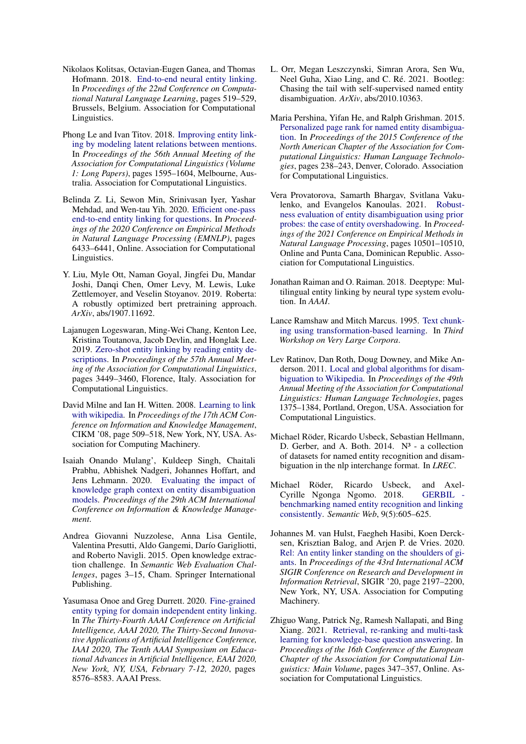Nikolaos Kolitsas, Octavian-Eugen Ganea, and Thomas Hofmann. 2018. End-to-end neural entity linking. In *Proceedings of the 22nd Conference on Computational Natural Language Learning*, pages 519–529, Brussels, Belgium. Association for Computational Linguistics.

Phong Le and Ivan Titov. 2018. Improving entity linking by modeling latent relations between mentions. In *Proceedings of the 56th Annual Meeting of the Association for Computational Linguistics (Volume 1: Long Papers)*, pages 1595–1604, Melbourne, Australia. Association for Computational Linguistics.

Belinda Z. Li, Sewon Min, Srinivasan Iyer, Yashar Mehdad, and Wen-tau Yih. 2020. Efficient one-pass end-to-end entity linking for questions. In *Proceedings of the 2020 Conference on Empirical Methods in Natural Language Processing (EMNLP)*, pages 6433–6441, Online. Association for Computational Linguistics.

Y. Liu, Myle Ott, Naman Goyal, Jingfei Du, Mandar Joshi, Danqi Chen, Omer Levy, M. Lewis, Luke Zettlemoyer, and Veselin Stoyanov. 2019. Roberta: A robustly optimized bert pretraining approach. *ArXiv*, abs/1907.11692.

Lajanugen Logeswaran, Ming-Wei Chang, Kenton Lee, Kristina Toutanova, Jacob Devlin, and Honglak Lee. 2019. Zero-shot entity linking by reading entity descriptions. In *Proceedings of the 57th Annual Meeting of the Association for Computational Linguistics*, pages 3449–3460, Florence, Italy. Association for Computational Linguistics.

David Milne and Ian H. Witten. 2008. Learning to link with wikipedia. In *Proceedings of the 17th ACM Conference on Information and Knowledge Management*, CIKM '08, page 509–518, New York, NY, USA. Association for Computing Machinery.

Isaiah Onando Mulang', Kuldeep Singh, Chaitali Prabhu, Abhishek Nadgeri, Johannes Hoffart, and Jens Lehmann. 2020. Evaluating the impact of knowledge graph context on entity disambiguation models. *Proceedings of the 29th ACM International Conference on Information & Knowledge Management*.

Andrea Giovanni Nuzzolese, Anna Lisa Gentile, Valentina Presutti, Aldo Gangemi, Darío Garigliotti, and Roberto Navigli. 2015. Open knowledge extraction challenge. In *Semantic Web Evaluation Challenges*, pages 3–15, Cham. Springer International Publishing.

Yasumasa Onoe and Greg Durrett. 2020. Fine-grained entity typing for domain independent entity linking. In *The Thirty-Fourth AAAI Conference on Artificial Intelligence, AAAI 2020, The Thirty-Second Innovative Applications of Artificial Intelligence Conference, IAAI 2020, The Tenth AAAI Symposium on Educational Advances in Artificial Intelligence, EAAI 2020, New York, NY, USA, February 7-12, 2020*, pages 8576–8583. AAAI Press.

L. Orr, Megan Leszczynski, Simran Arora, Sen Wu, Neel Guha, Xiao Ling, and C. Ré. 2021. Bootleg: Chasing the tail with self-supervised named entity disambiguation. *ArXiv*, abs/2010.10363.

Maria Pershina, Yifan He, and Ralph Grishman. 2015. Personalized page rank for named entity disambiguation. In *Proceedings of the 2015 Conference of the North American Chapter of the Association for Computational Linguistics: Human Language Technologies*, pages 238–243, Denver, Colorado. Association for Computational Linguistics.

Vera Provatorova, Samarth Bhargav, Svitlana Vakulenko, and Evangelos Kanoulas. 2021. Robustness evaluation of entity disambiguation using prior probes: the case of entity overshadowing. In *Proceedings of the 2021 Conference on Empirical Methods in Natural Language Processing*, pages 10501–10510, Online and Punta Cana, Dominican Republic. Association for Computational Linguistics.

Jonathan Raiman and O. Raiman. 2018. Deeptype: Multilingual entity linking by neural type system evolution. In *AAAI*.

Lance Ramshaw and Mitch Marcus. 1995. Text chunking using transformation-based learning. In *Third Workshop on Very Large Corpora*.

Lev Ratinov, Dan Roth, Doug Downey, and Mike Anderson. 2011. Local and global algorithms for disambiguation to Wikipedia. In *Proceedings of the 49th Annual Meeting of the Association for Computational Linguistics: Human Language Technologies*, pages 1375–1384, Portland, Oregon, USA. Association for Computational Linguistics.

Michael Röder, Ricardo Usbeck, Sebastian Hellmann, D. Gerber, and A. Both. 2014. N³ - a collection of datasets for named entity recognition and disambiguation in the nlp interchange format. In *LREC*.

Michael Röder, Ricardo Usbeck, and Axel-Cyrille Ngonga Ngomo. 2018. GERBIL - benchmarking named entity recognition and linking consistently. *Semantic Web*, 9(5):605–625.

Johannes M. van Hulst, Faegheh Hasibi, Koen Dercksen, Krisztian Balog, and Arjen P. de Vries. 2020. Rel: An entity linker standing on the shoulders of giants. In *Proceedings of the 43rd International ACM SIGIR Conference on Research and Development in Information Retrieval*, SIGIR '20, page 2197–2200, New York, NY, USA. Association for Computing Machinery.

Zhiguo Wang, Patrick Ng, Ramesh Nallapati, and Bing Xiang. 2021. Retrieval, re-ranking and multi-task learning for knowledge-base question answering. In *Proceedings of the 16th Conference of the European Chapter of the Association for Computational Linguistics: Main Volume*, pages 347–357, Online. Association for Computational Linguistics.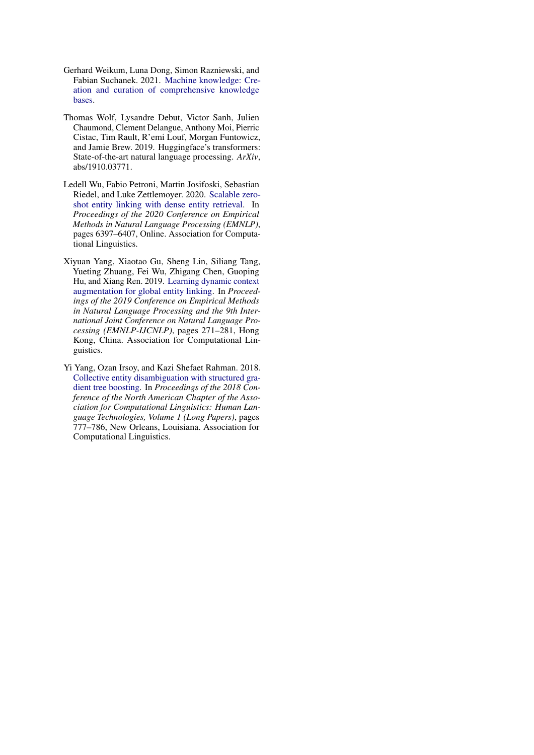Gerhard Weikum, Luna Dong, Simon Razniewski, and Fabian Suchanek. 2021. Machine knowledge: Creation and curation of comprehensive knowledge bases.

Thomas Wolf, Lysandre Debut, Victor Sanh, Julien Chaumond, Clement Delangue, Anthony Moi, Pierric Cistac, Tim Rault, R'emi Louf, Morgan Funtowicz, and Jamie Brew. 2019. Huggingface's transformers: State-of-the-art natural language processing. *ArXiv*, abs/1910.03771.

Ledell Wu, Fabio Petroni, Martin Josifoski, Sebastian Riedel, and Luke Zettlemoyer. 2020. Scalable zero-shot entity linking with dense entity retrieval. In *Proceedings of the 2020 Conference on Empirical Methods in Natural Language Processing (EMNLP)*, pages 6397–6407, Online. Association for Computational Linguistics.

Xiyuan Yang, Xiaotao Gu, Sheng Lin, Siliang Tang, Yueting Zhuang, Fei Wu, Zhigang Chen, Guoping Hu, and Xiang Ren. 2019. Learning dynamic context augmentation for global entity linking. In *Proceedings of the 2019 Conference on Empirical Methods in Natural Language Processing and the 9th International Joint Conference on Natural Language Processing (EMNLP-IJCNLP)*, pages 271–281, Hong Kong, China. Association for Computational Linguistics.

Yi Yang, Ozan Irsoy, and Kazi Shefaet Rahman. 2018. Collective entity disambiguation with structured gradient tree boosting. In *Proceedings of the 2018 Conference of the North American Chapter of the Association for Computational Linguistics: Human Language Technologies, Volume 1 (Long Papers)*, pages 777–786, New Orleans, Louisiana. Association for Computational Linguistics.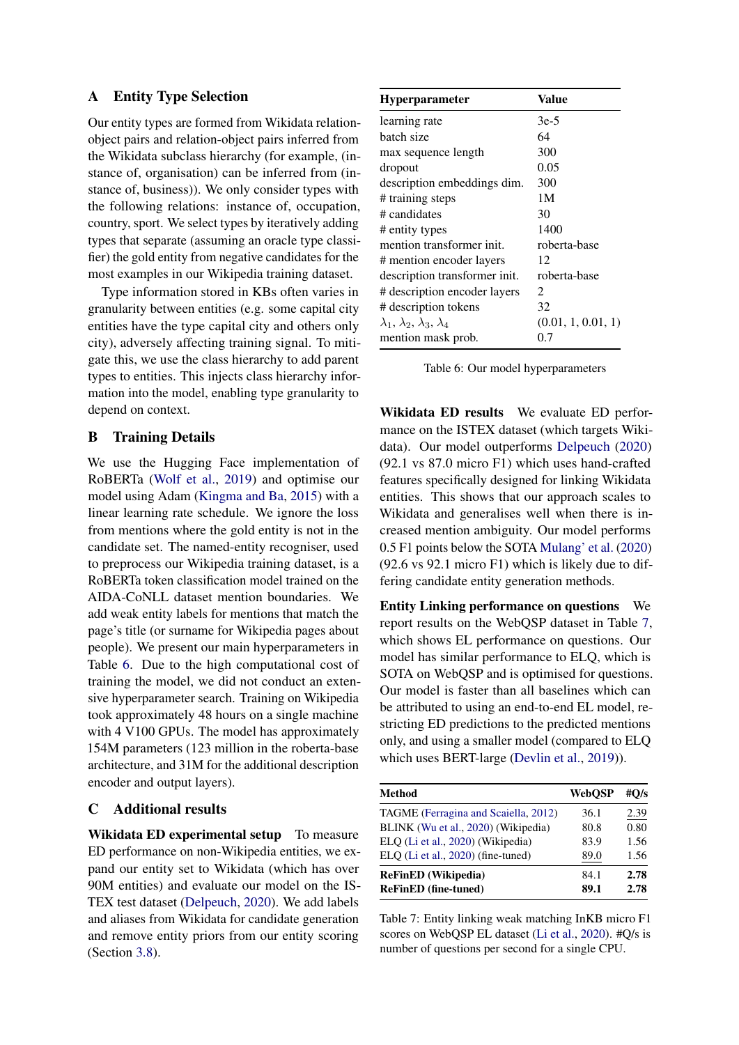## A Entity Type Selection

Our entity types are formed from Wikidata relation-object pairs and relation-object pairs inferred from the Wikidata subclass hierarchy (for example, (instance of, organisation) can be inferred from (instance of, business)). We only consider types with the following relations: instance of, occupation, country, sport. We select types by iteratively adding types that separate (assuming an oracle type classifier) the gold entity from negative candidates for the most examples in our Wikipedia training dataset.

Type information stored in KBs often varies in granularity between entities (e.g. some capital city entities have the type capital city and others only city), adversely affecting training signal. To mitigate this, we use the class hierarchy to add parent types to entities. This injects class hierarchy information into the model, enabling type granularity to depend on context.

## B Training Details

We use the Hugging Face implementation of RoBERTa (Wolf et al., 2019) and optimise our model using Adam (Kingma and Ba, 2015) with a linear learning rate schedule. We ignore the loss from mentions where the gold entity is not in the candidate set. The named-entity recogniser, used to preprocess our Wikipedia training dataset, is a RoBERTa token classification model trained on the AIDA-CoNLL dataset mention boundaries. We add weak entity labels for mentions that match the page's title (or surname for Wikipedia pages about people). We present our main hyperparameters in Table 6. Due to the high computational cost of training the model, we did not conduct an extensive hyperparameter search. Training on Wikipedia took approximately 48 hours on a single machine with 4 V100 GPUs. The model has approximately 154M parameters (123 million in the roberta-base architecture, and 31M for the additional description encoder and output layers).

| Hyperparameter | Value |
|---|---|
| learning rate | 3e-5 |
| batch size | 64 |
| max sequence length | 300 |
| dropout | 0.05 |
| description embeddings dim. | 300 |
| # training steps | 1M |
| # candidates | 30 |
| # entity types | 1400 |
| mention transformer init. | roberta-base |
| # mention encoder layers | 12 |
| description transformer init. | roberta-base |
| # description encoder layers | 2 |
| # description tokens | 32 |
| $\lambda_1$, $\lambda_2$, $\lambda_3$, $\lambda_4$ | (0.01, 1, 0.01, 1) |
| mention mask prob. | 0.7 |

Table 6: Our model hyperparameters

## C Additional results

**Wikidata ED experimental setup** To measure ED performance on non-Wikipedia entities, we expand our entity set to Wikidata (which has over 90M entities) and evaluate our model on the ISTEX test dataset (Delpeuch, 2020). We add labels and aliases from Wikidata for candidate generation and remove entity priors from our entity scoring (Section 3.8).

**Wikidata ED results** We evaluate ED performance on the ISTEX dataset (which targets Wikidata). Our model outperforms Delpeuch (2020) (92.1 vs 87.0 micro F1) which uses hand-crafted features specifically designed for linking Wikidata entities. This shows that our approach scales to Wikidata and generalises well when there is increased mention ambiguity. Our model performs 0.5 F1 points below the SOTA Mulang' et al. (2020) (92.6 vs 92.1 micro F1) which is likely due to differing candidate entity generation methods.

**Entity Linking performance on questions** We report results on the WebQSP dataset in Table 7, which shows EL performance on questions. Our model has similar performance to ELQ, which is SOTA on WebQSP and is optimised for questions. Our model is faster than all baselines which can be attributed to using an end-to-end EL model, restricting ED predictions to the predicted mentions only, and using a smaller model (compared to ELQ which uses BERT-large (Devlin et al., 2019)).

| Method | WebQSP | #Q/s |
|---|---|---|
| TAGME (Ferragina and Scaiella, 2012) | 36.1 | 2.39 |
| BLINK (Wu et al., 2020) (Wikipedia) | 80.8 | 0.80 |
| ELQ (Li et al., 2020) (Wikipedia) | 83.9 | 1.56 |
| ELQ (Li et al., 2020) (fine-tuned) | 89.0 | 1.56 |
| **ReFinED (Wikipedia)** | 84.1 | **2.78** |
| **ReFinED (fine-tuned)** | **89.1** | **2.78** |

Table 7: Entity linking weak matching InKB micro F1 scores on WebQSP EL dataset (Li et al., 2020). #Q/s is number of questions per second for a single CPU.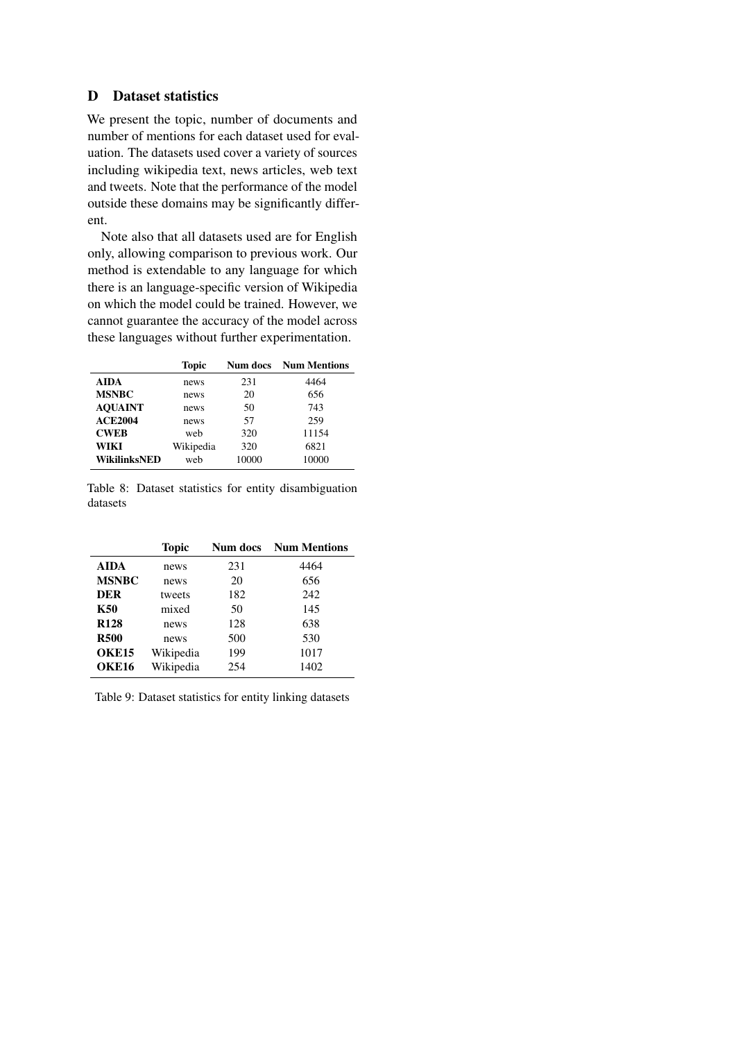## D Dataset statistics

We present the topic, number of documents and number of mentions for each dataset used for evaluation. The datasets used cover a variety of sources including wikipedia text, news articles, web text and tweets. Note that the performance of the model outside these domains may be significantly different.

Note also that all datasets used are for English only, allowing comparison to previous work. Our method is extendable to any language for which there is an language-specific version of Wikipedia on which the model could be trained. However, we cannot guarantee the accuracy of the model across these languages without further experimentation.

| | Topic | Num docs | Num Mentions |
|---|---|---|---|
| **AIDA** | news | 231 | 4464 |
| **MSNBC** | news | 20 | 656 |
| **AQUAINT** | news | 50 | 743 |
| **ACE2004** | news | 57 | 259 |
| **CWEB** | web | 320 | 11154 |
| **WIKI** | Wikipedia | 320 | 6821 |
| **WikilinksNED** | web | 10000 | 10000 |

Table 8: Dataset statistics for entity disambiguation datasets

| | Topic | Num docs | Num Mentions |
|---|---|---|---|
| **AIDA** | news | 231 | 4464 |
| **MSNBC** | news | 20 | 656 |
| **DER** | tweets | 182 | 242 |
| **K50** | mixed | 50 | 145 |
| **R128** | news | 128 | 638 |
| **R500** | news | 500 | 530 |
| **OKE15** | Wikipedia | 199 | 1017 |
| **OKE16** | Wikipedia | 254 | 1402 |

Table 9: Dataset statistics for entity linking datasets